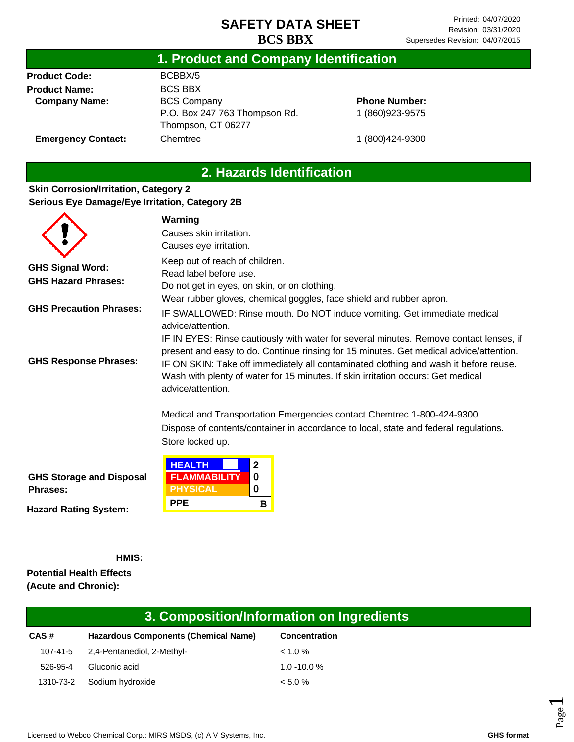# SAFETY DATA SHEET
# BCS BBX

Printed: 04/07/2020
Revision: 03/31/2020
Supersedes Revision: 04/07/2015

## 1. Product and Company Identification

**Product Code:** BCBBX/5

**Product Name:** BCS BBX

**Company Name:** BCS Company
P.O. Box 247 763 Thompson Rd.
Thompson, CT 06277

**Phone Number:** 1 (860)923-9575

**Emergency Contact:** Chemtrec 1 (800)424-9300

## 2. Hazards Identification

**Skin Corrosion/Irritation, Category 2**
**Serious Eye Damage/Eye Irritation, Category 2B**

**GHS Signal Word:** Warning

**GHS Hazard Phrases:**
Causes skin irritation.
Causes eye irritation.

**GHS Precaution Phrases:**
Keep out of reach of children.
Read label before use.
Do not get in eyes, on skin, or on clothing.
Wear rubber gloves, chemical goggles, face shield and rubber apron.

**GHS Response Phrases:**
IF SWALLOWED: Rinse mouth. Do NOT induce vomiting. Get immediate medical advice/attention.
IF IN EYES: Rinse cautiously with water for several minutes. Remove contact lenses, if present and easy to do. Continue rinsing for 15 minutes. Get medical advice/attention.
IF ON SKIN: Take off immediately all contaminated clothing and wash it before reuse. Wash with plenty of water for 15 minutes. If skin irritation occurs: Get medical advice/attention.

Medical and Transportation Emergencies contact Chemtrec 1-800-424-9300

**GHS Storage and Disposal Phrases:**
Dispose of contents/container in accordance to local, state and federal regulations.
Store locked up.

**Hazard Rating System:**

**HMIS:**

| HEALTH | 2 |
| --- | --- |
| FLAMMABILITY | 0 |
| PHYSICAL | 0 |
| PPE | B |

**Potential Health Effects (Acute and Chronic):**

## 3. Composition/Information on Ingredients

| CAS # | Hazardous Components (Chemical Name) | Concentration |
| --- | --- | --- |
| 107-41-5 | 2,4-Pentanediol, 2-Methyl- | < 1.0 % |
| 526-95-4 | Gluconic acid | 1.0 -10.0 % |
| 1310-73-2 | Sodium hydroxide | < 5.0 % |

Licensed to Webco Chemical Corp.: MIRS MSDS, (c) A V Systems, Inc. GHS format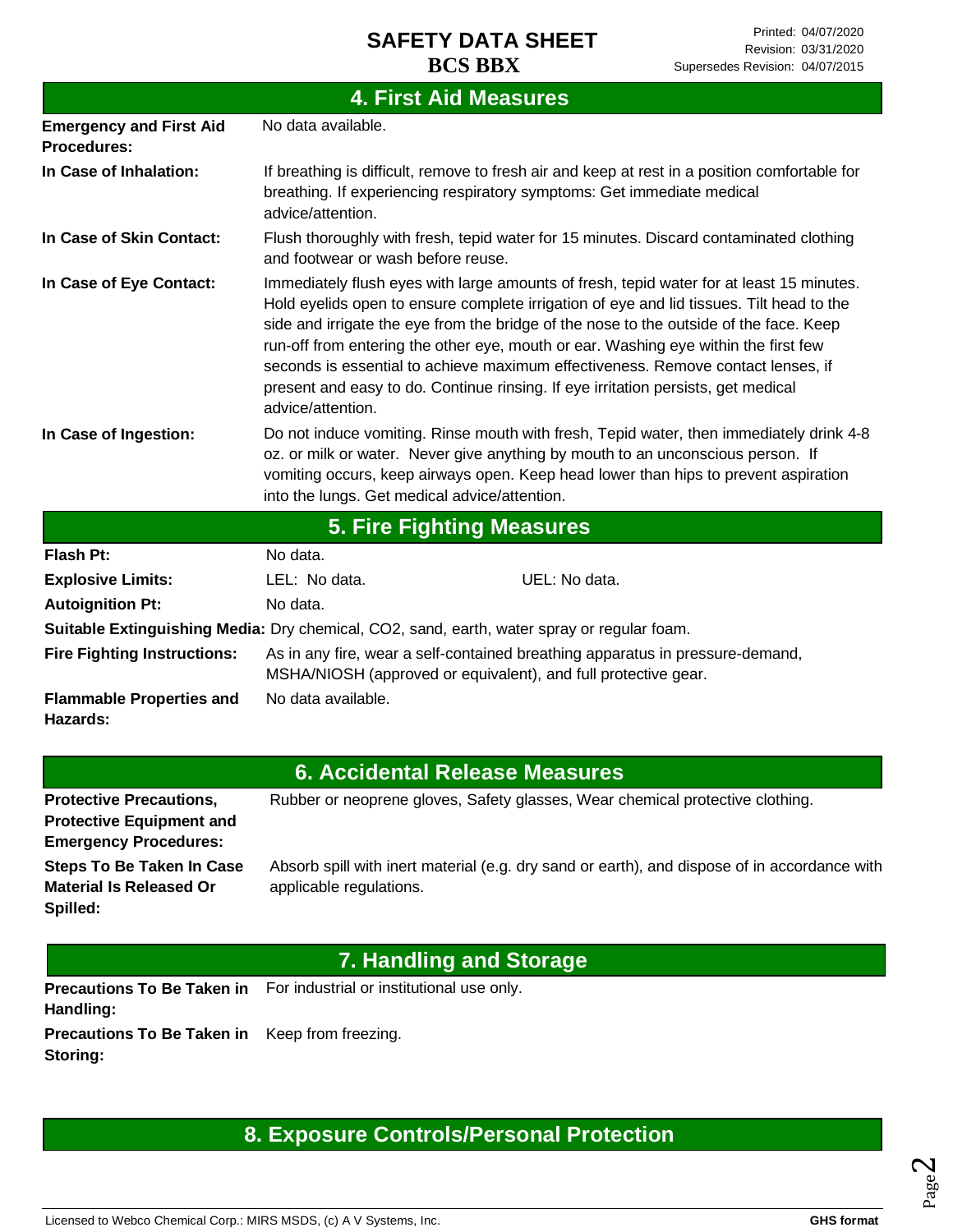## 4. First Aid Measures

| | |
|---|---|
| **Emergency and First Aid Procedures:** | No data available. |
| **In Case of Inhalation:** | If breathing is difficult, remove to fresh air and keep at rest in a position comfortable for breathing. If experiencing respiratory symptoms: Get immediate medical advice/attention. |
| **In Case of Skin Contact:** | Flush thoroughly with fresh, tepid water for 15 minutes. Discard contaminated clothing and footwear or wash before reuse. |
| **In Case of Eye Contact:** | Immediately flush eyes with large amounts of fresh, tepid water for at least 15 minutes. Hold eyelids open to ensure complete irrigation of eye and lid tissues. Tilt head to the side and irrigate the eye from the bridge of the nose to the outside of the face. Keep run-off from entering the other eye, mouth or ear. Washing eye within the first few seconds is essential to achieve maximum effectiveness. Remove contact lenses, if present and easy to do. Continue rinsing. If eye irritation persists, get medical advice/attention. |
| **In Case of Ingestion:** | Do not induce vomiting. Rinse mouth with fresh, Tepid water, then immediately drink 4-8 oz. or milk or water. Never give anything by mouth to an unconscious person. If vomiting occurs, keep airways open. Keep head lower than hips to prevent aspiration into the lungs. Get medical advice/attention. |

## 5. Fire Fighting Measures

**Flash Pt:** No data.

**Explosive Limits:** LEL: No data. UEL: No data.

**Autoignition Pt:** No data.

**Suitable Extinguishing Media:** Dry chemical, CO2, sand, earth, water spray or regular foam.

**Fire Fighting Instructions:** As in any fire, wear a self-contained breathing apparatus in pressure-demand, MSHA/NIOSH (approved or equivalent), and full protective gear.

**Flammable Properties and Hazards:** No data available.

## 6. Accidental Release Measures

| | |
|---|---|
| **Protective Precautions, Protective Equipment and Emergency Procedures:** | Rubber or neoprene gloves, Safety glasses, Wear chemical protective clothing. |
| **Steps To Be Taken In Case Material Is Released Or Spilled:** | Absorb spill with inert material (e.g. dry sand or earth), and dispose of in accordance with applicable regulations. |

## 7. Handling and Storage

| | |
|---|---|
| **Precautions To Be Taken in Handling:** | For industrial or institutional use only. |
| **Precautions To Be Taken in Storing:** | Keep from freezing. |

## 8. Exposure Controls/Personal Protection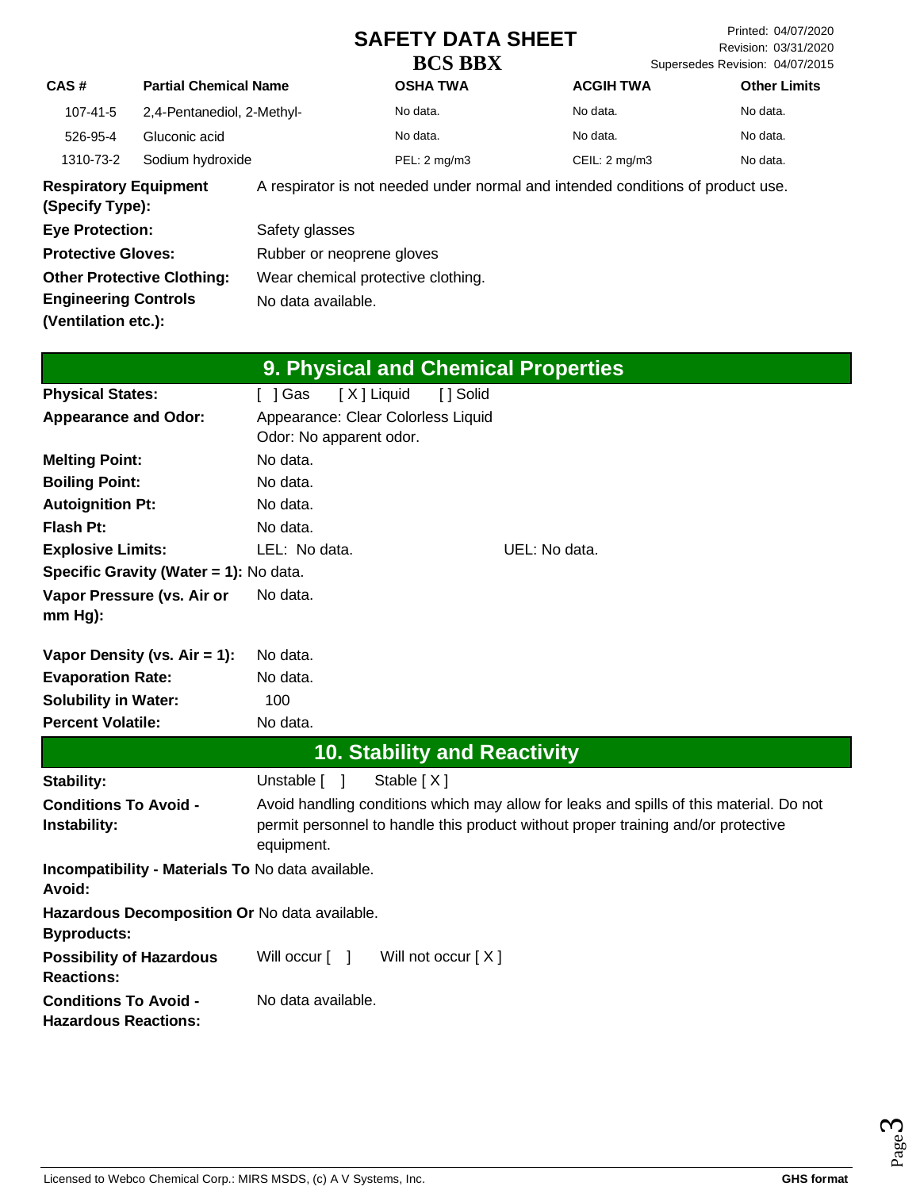| CAS # | Partial Chemical Name | OSHA TWA | ACGIH TWA | Other Limits |
|---|---|---|---|---|
| 107-41-5 | 2,4-Pentanediol, 2-Methyl- | No data. | No data. | No data. |
| 526-95-4 | Gluconic acid | No data. | No data. | No data. |
| 1310-73-2 | Sodium hydroxide | PEL: 2 mg/m3 | CEIL: 2 mg/m3 | No data. |

**Respiratory Equipment (Specify Type):** A respirator is not needed under normal and intended conditions of product use.

**Eye Protection:** Safety glasses

**Protective Gloves:** Rubber or neoprene gloves

**Other Protective Clothing:** Wear chemical protective clothing.

**Engineering Controls (Ventilation etc.):** No data available.

## 9. Physical and Chemical Properties

**Physical States:** [ ] Gas [ X ] Liquid [ ] Solid

**Appearance and Odor:** Appearance: Clear Colorless Liquid
Odor: No apparent odor.

**Melting Point:** No data.

**Boiling Point:** No data.

**Autoignition Pt:** No data.

**Flash Pt:** No data.

**Explosive Limits:** LEL: No data. UEL: No data.

**Specific Gravity (Water = 1):** No data.

**Vapor Pressure (vs. Air or mm Hg):** No data.

**Vapor Density (vs. Air = 1):** No data.

**Evaporation Rate:** No data.

**Solubility in Water:** 100

**Percent Volatile:** No data.

## 10. Stability and Reactivity

**Stability:** Unstable [ ] Stable [ X ]

**Conditions To Avoid - Instability:** Avoid handling conditions which may allow for leaks and spills of this material. Do not permit personnel to handle this product without proper training and/or protective equipment.

**Incompatibility - Materials To Avoid:** No data available.

**Hazardous Decomposition Or Byproducts:** No data available.

**Possibility of Hazardous Reactions:** Will occur [ ] Will not occur [ X ]

**Conditions To Avoid - Hazardous Reactions:** No data available.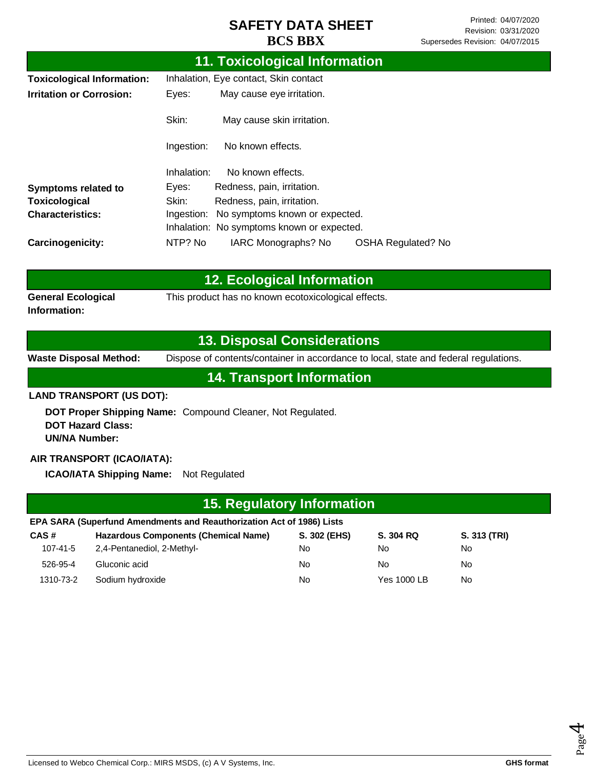# SAFETY DATA SHEET
# BCS BBX

Printed: 04/07/2020
Revision: 03/31/2020
Supersedes Revision: 04/07/2015

## 11. Toxicological Information

**Toxicological Information:** Inhalation, Eye contact, Skin contact

**Irritation or Corrosion:**
- Eyes: May cause eye irritation.
- Skin: May cause skin irritation.
- Ingestion: No known effects.
- Inhalation: No known effects.

**Symptoms related to Toxicological Characteristics:**
- Eyes: Redness, pain, irritation.
- Skin: Redness, pain, irritation.
- Ingestion: No symptoms known or expected.
- Inhalation: No symptoms known or expected.

**Carcinogenicity:** NTP? No IARC Monographs? No OSHA Regulated? No

## 12. Ecological Information

**General Ecological Information:** This product has no known ecotoxicological effects.

## 13. Disposal Considerations

**Waste Disposal Method:** Dispose of contents/container in accordance to local, state and federal regulations.

## 14. Transport Information

**LAND TRANSPORT (US DOT):**

**DOT Proper Shipping Name:** Compound Cleaner, Not Regulated.
**DOT Hazard Class:**
**UN/NA Number:**

**AIR TRANSPORT (ICAO/IATA):**

**ICAO/IATA Shipping Name:** Not Regulated

## 15. Regulatory Information

**EPA SARA (Superfund Amendments and Reauthorization Act of 1986) Lists**

| CAS # | Hazardous Components (Chemical Name) | S. 302 (EHS) | S. 304 RQ | S. 313 (TRI) |
|---|---|---|---|---|
| 107-41-5 | 2,4-Pentanediol, 2-Methyl- | No | No | No |
| 526-95-4 | Gluconic acid | No | No | No |
| 1310-73-2 | Sodium hydroxide | No | Yes 1000 LB | No |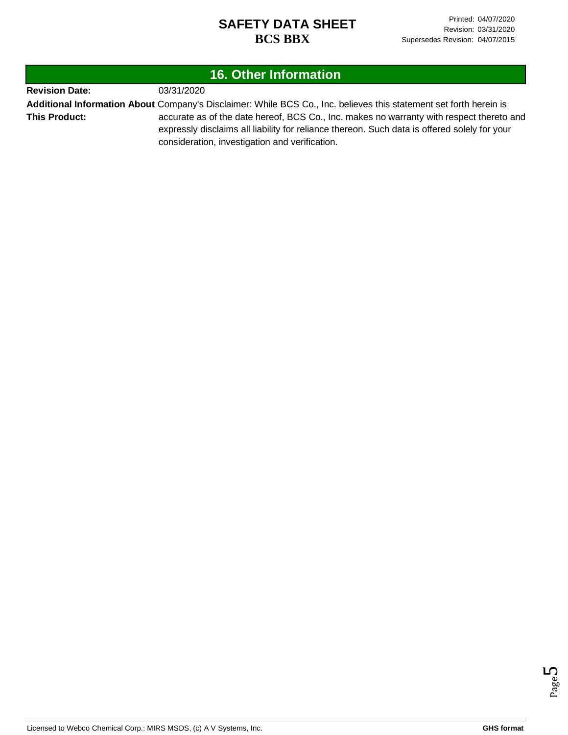## 16. Other Information

**Revision Date:** 03/31/2020

**Additional Information About This Product:** Company's Disclaimer: While BCS Co., Inc. believes this statement set forth herein is accurate as of the date hereof, BCS Co., Inc. makes no warranty with respect thereto and expressly disclaims all liability for reliance thereon. Such data is offered solely for your consideration, investigation and verification.